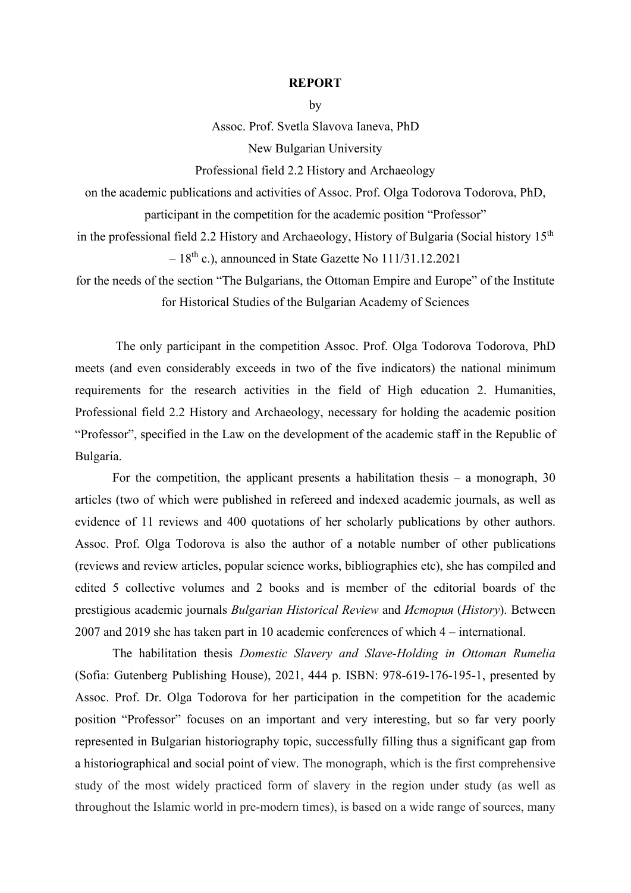**REPORT**

by

Assoc. Prof. Svetla Slavova Ianeva, PhD

New Bulgarian University

Professional field 2.2 History and Archaeology

on the academic publications and activities of Assoc. Prof. Olga Todorova Todorova, PhD, participant in the competition for the academic position "Professor" in the professional field 2.2 History and Archaeology, History of Bulgaria (Social history 15$^{th}$ – 18$^{th}$ c.), announced in State Gazette No 111/31.12.2021 for the needs of the section "The Bulgarians, the Ottoman Empire and Europe" of the Institute for Historical Studies of the Bulgarian Academy of Sciences

The only participant in the competition Assoc. Prof. Olga Todorova Todorova, PhD meets (and even considerably exceeds in two of the five indicators) the national minimum requirements for the research activities in the field of High education 2. Humanities, Professional field 2.2 History and Archaeology, necessary for holding the academic position "Professor", specified in the Law on the development of the academic staff in the Republic of Bulgaria.

For the competition, the applicant presents a habilitation thesis – a monograph, 30 articles (two of which were published in refereed and indexed academic journals, as well as evidence of 11 reviews and 400 quotations of her scholarly publications by other authors. Assoc. Prof. Olga Todorova is also the author of a notable number of other publications (reviews and review articles, popular science works, bibliographies etc), she has compiled and edited 5 collective volumes and 2 books and is member of the editorial boards of the prestigious academic journals *Bulgarian Historical Review* and *История* (*History*). Between 2007 and 2019 she has taken part in 10 academic conferences of which 4 – international.

The habilitation thesis *Domestic Slavery and Slave-Holding in Ottoman Rumelia* (Sofia: Gutenberg Publishing House), 2021, 444 p. ISBN: 978-619-176-195-1, presented by Assoc. Prof. Dr. Olga Todorova for her participation in the competition for the academic position "Professor" focuses on an important and very interesting, but so far very poorly represented in Bulgarian historiography topic, successfully filling thus a significant gap from a historiographical and social point of view. The monograph, which is the first comprehensive study of the most widely practiced form of slavery in the region under study (as well as throughout the Islamic world in pre-modern times), is based on a wide range of sources, many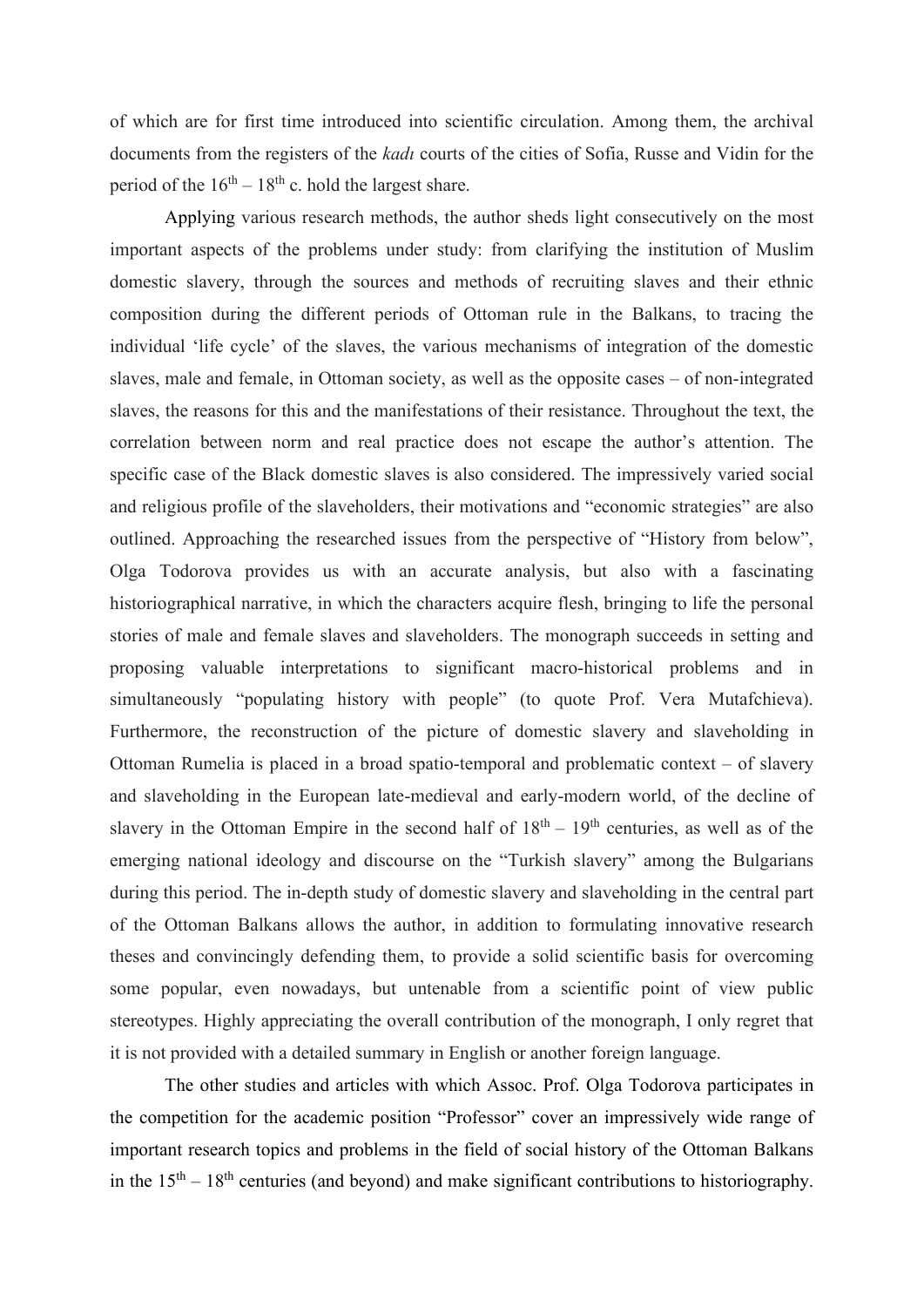of which are for first time introduced into scientific circulation. Among them, the archival documents from the registers of the *kadı* courts of the cities of Sofia, Russe and Vidin for the period of the $16^{th}$ – $18^{th}$ c. hold the largest share.

Applying various research methods, the author sheds light consecutively on the most important aspects of the problems under study: from clarifying the institution of Muslim domestic slavery, through the sources and methods of recruiting slaves and their ethnic composition during the different periods of Ottoman rule in the Balkans, to tracing the individual 'life cycle' of the slaves, the various mechanisms of integration of the domestic slaves, male and female, in Ottoman society, as well as the opposite cases – of non-integrated slaves, the reasons for this and the manifestations of their resistance. Throughout the text, the correlation between norm and real practice does not escape the author's attention. The specific case of the Black domestic slaves is also considered. The impressively varied social and religious profile of the slaveholders, their motivations and "economic strategies" are also outlined. Approaching the researched issues from the perspective of "History from below", Olga Todorova provides us with an accurate analysis, but also with a fascinating historiographical narrative, in which the characters acquire flesh, bringing to life the personal stories of male and female slaves and slaveholders. The monograph succeeds in setting and proposing valuable interpretations to significant macro-historical problems and in simultaneously "populating history with people" (to quote Prof. Vera Mutafchieva). Furthermore, the reconstruction of the picture of domestic slavery and slaveholding in Ottoman Rumelia is placed in a broad spatio-temporal and problematic context – of slavery and slaveholding in the European late-medieval and early-modern world, of the decline of slavery in the Ottoman Empire in the second half of $18^{th}$ – $19^{th}$ centuries, as well as of the emerging national ideology and discourse on the "Turkish slavery" among the Bulgarians during this period. The in-depth study of domestic slavery and slaveholding in the central part of the Ottoman Balkans allows the author, in addition to formulating innovative research theses and convincingly defending them, to provide a solid scientific basis for overcoming some popular, even nowadays, but untenable from a scientific point of view public stereotypes. Highly appreciating the overall contribution of the monograph, I only regret that it is not provided with a detailed summary in English or another foreign language.

The other studies and articles with which Assoc. Prof. Olga Todorova participates in the competition for the academic position "Professor" cover an impressively wide range of important research topics and problems in the field of social history of the Ottoman Balkans in the $15^{th}$ – $18^{th}$ centuries (and beyond) and make significant contributions to historiography.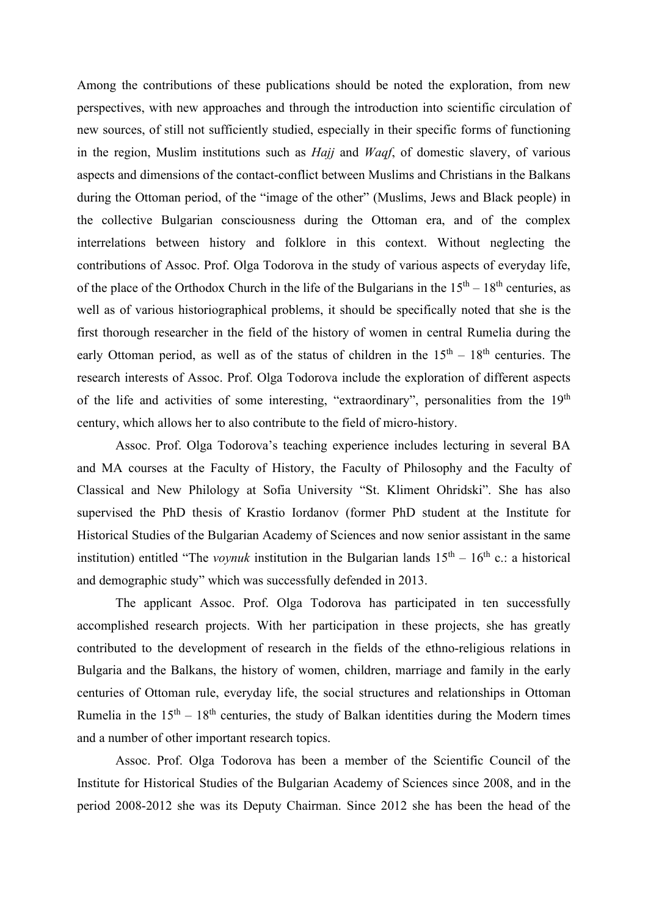Among the contributions of these publications should be noted the exploration, from new perspectives, with new approaches and through the introduction into scientific circulation of new sources, of still not sufficiently studied, especially in their specific forms of functioning in the region, Muslim institutions such as *Hajj* and *Waqf*, of domestic slavery, of various aspects and dimensions of the contact-conflict between Muslims and Christians in the Balkans during the Ottoman period, of the "image of the other" (Muslims, Jews and Black people) in the collective Bulgarian consciousness during the Ottoman era, and of the complex interrelations between history and folklore in this context. Without neglecting the contributions of Assoc. Prof. Olga Todorova in the study of various aspects of everyday life, of the place of the Orthodox Church in the life of the Bulgarians in the $15^{th}$ – $18^{th}$ centuries, as well as of various historiographical problems, it should be specifically noted that she is the first thorough researcher in the field of the history of women in central Rumelia during the early Ottoman period, as well as of the status of children in the $15^{th}$ – $18^{th}$ centuries. The research interests of Assoc. Prof. Olga Todorova include the exploration of different aspects of the life and activities of some interesting, "extraordinary", personalities from the $19^{th}$ century, which allows her to also contribute to the field of micro-history.

Assoc. Prof. Olga Todorova's teaching experience includes lecturing in several BA and MA courses at the Faculty of History, the Faculty of Philosophy and the Faculty of Classical and New Philology at Sofia University "St. Kliment Ohridski". She has also supervised the PhD thesis of Krastio Iordanov (former PhD student at the Institute for Historical Studies of the Bulgarian Academy of Sciences and now senior assistant in the same institution) entitled "The *voynuk* institution in the Bulgarian lands $15^{th}$ – $16^{th}$ c.: a historical and demographic study" which was successfully defended in 2013.

The applicant Assoc. Prof. Olga Todorova has participated in ten successfully accomplished research projects. With her participation in these projects, she has greatly contributed to the development of research in the fields of the ethno-religious relations in Bulgaria and the Balkans, the history of women, children, marriage and family in the early centuries of Ottoman rule, everyday life, the social structures and relationships in Ottoman Rumelia in the $15^{th}$ – $18^{th}$ centuries, the study of Balkan identities during the Modern times and a number of other important research topics.

Assoc. Prof. Olga Todorova has been a member of the Scientific Council of the Institute for Historical Studies of the Bulgarian Academy of Sciences since 2008, and in the period 2008-2012 she was its Deputy Chairman. Since 2012 she has been the head of the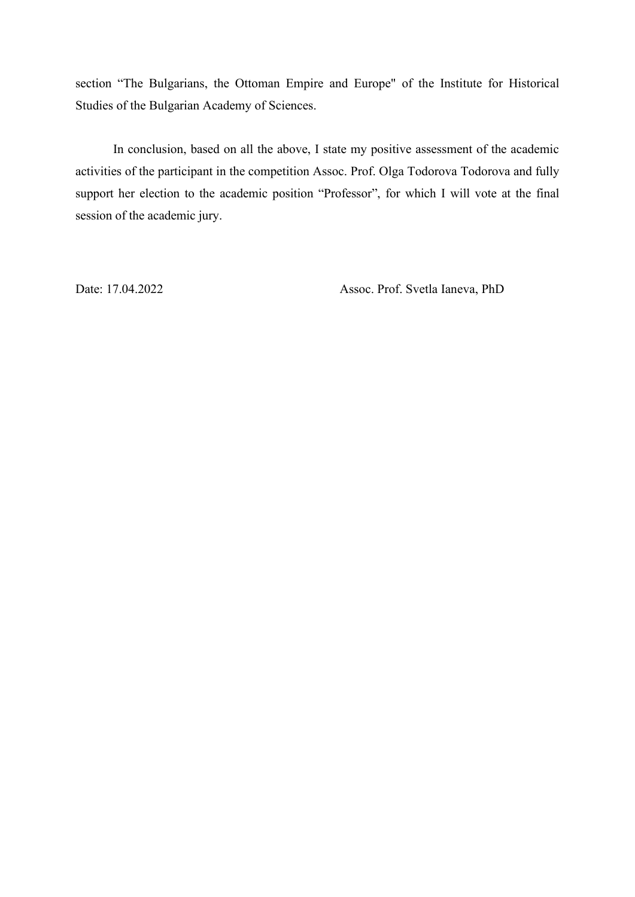section “The Bulgarians, the Ottoman Empire and Europe" of the Institute for Historical Studies of the Bulgarian Academy of Sciences.

In conclusion, based on all the above, I state my positive assessment of the academic activities of the participant in the competition Assoc. Prof. Olga Todorova Todorova and fully support her election to the academic position “Professor”, for which I will vote at the final session of the academic jury.

Date: 17.04.2022 Assoc. Prof. Svetla Ianeva, PhD